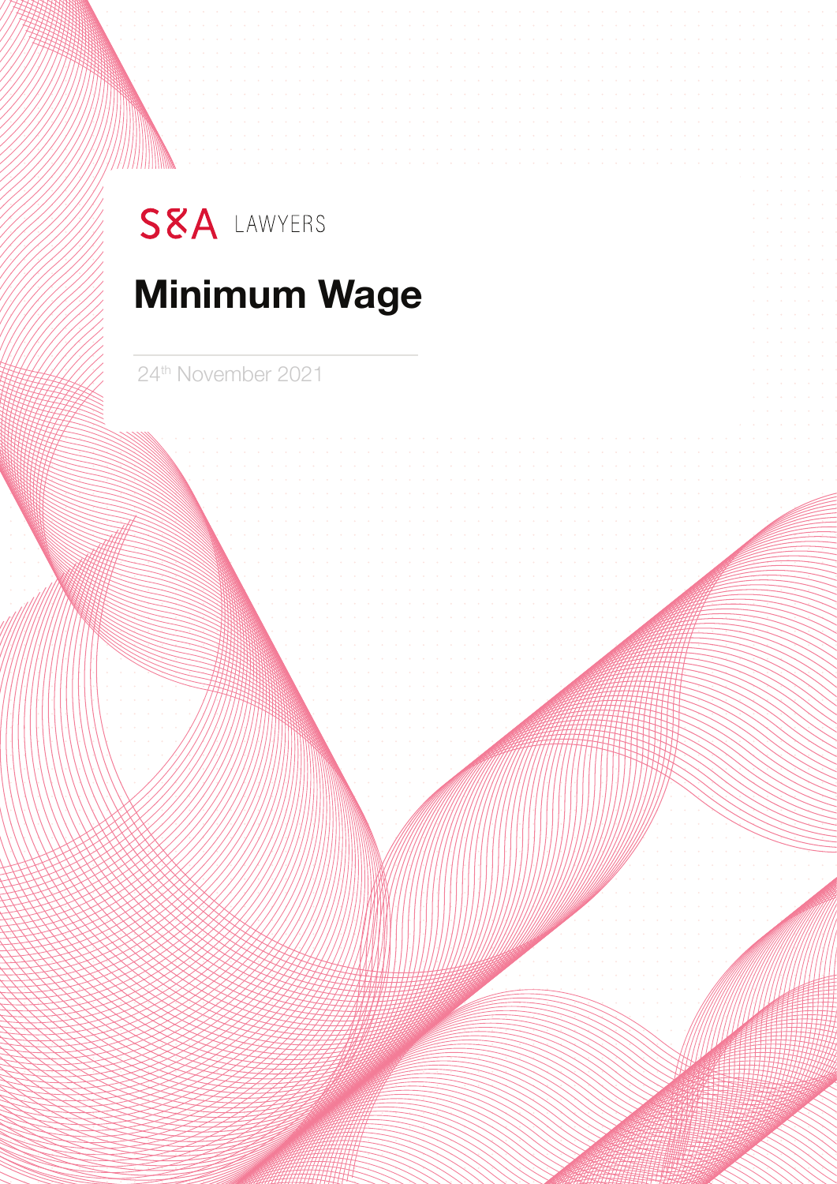S&A LAWYERS

# Minimum Wage

24th November 2021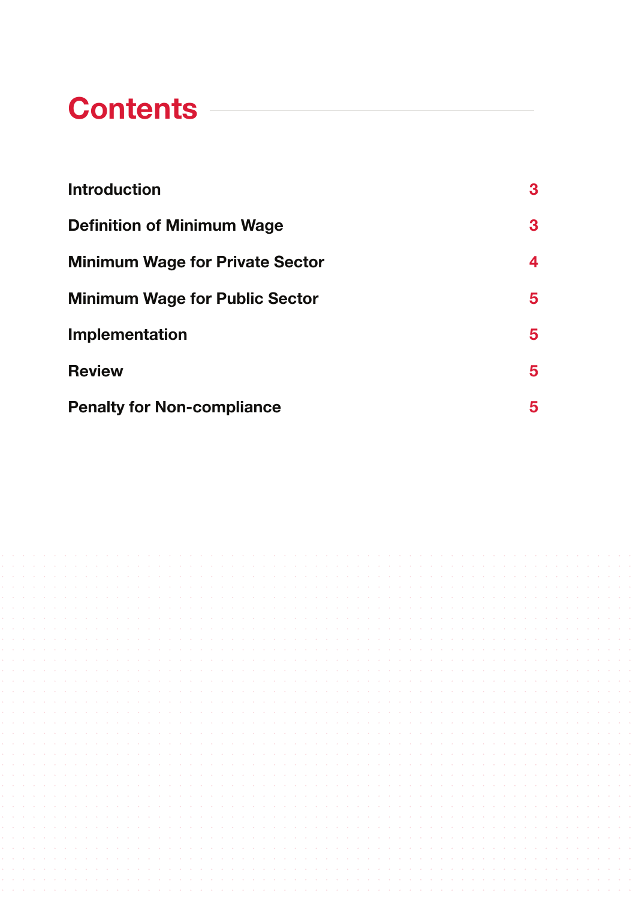# Contents

| | |
|---|---|
| **Introduction** | 3 |
| **Definition of Minimum Wage** | 3 |
| **Minimum Wage for Private Sector** | 4 |
| **Minimum Wage for Public Sector** | 5 |
| **Implementation** | 5 |
| **Review** | 5 |
| **Penalty for Non-compliance** | 5 |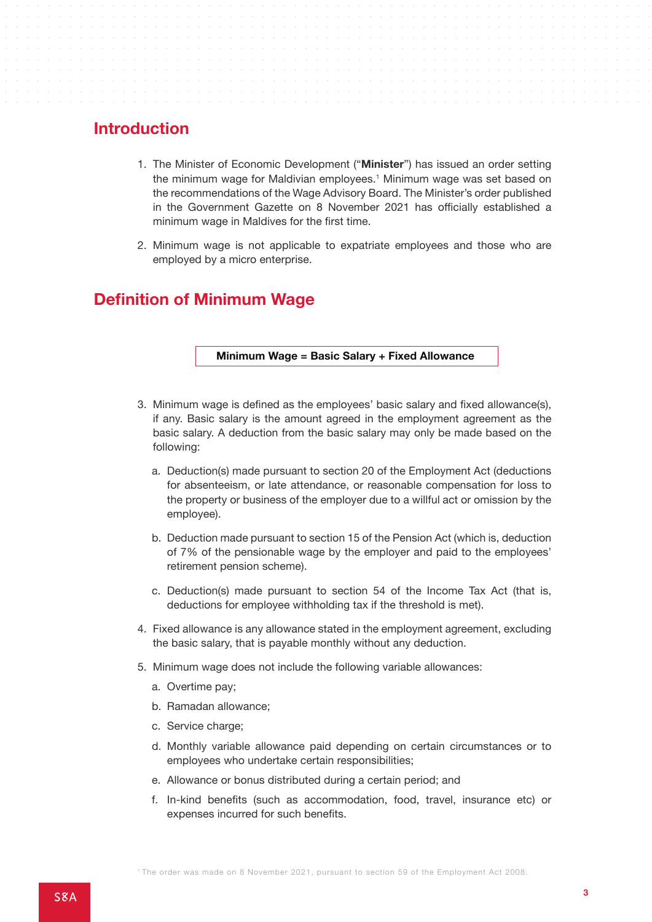## Introduction

1. The Minister of Economic Development ("**Minister**") has issued an order setting the minimum wage for Maldivian employees.[1] Minimum wage was set based on the recommendations of the Wage Advisory Board. The Minister's order published in the Government Gazette on 8 November 2021 has officially established a minimum wage in Maldives for the first time.

2. Minimum wage is not applicable to expatriate employees and those who are employed by a micro enterprise.

## Definition of Minimum Wage

**Minimum Wage = Basic Salary + Fixed Allowance**

3. Minimum wage is defined as the employees' basic salary and fixed allowance(s), if any. Basic salary is the amount agreed in the employment agreement as the basic salary. A deduction from the basic salary may only be made based on the following:

   a. Deduction(s) made pursuant to section 20 of the Employment Act (deductions for absenteeism, or late attendance, or reasonable compensation for loss to the property or business of the employer due to a willful act or omission by the employee).

   b. Deduction made pursuant to section 15 of the Pension Act (which is, deduction of 7% of the pensionable wage by the employer and paid to the employees' retirement pension scheme).

   c. Deduction(s) made pursuant to section 54 of the Income Tax Act (that is, deductions for employee withholding tax if the threshold is met).

4. Fixed allowance is any allowance stated in the employment agreement, excluding the basic salary, that is payable monthly without any deduction.

5. Minimum wage does not include the following variable allowances:

   a. Overtime pay;

   b. Ramadan allowance;

   c. Service charge;

   d. Monthly variable allowance paid depending on certain circumstances or to employees who undertake certain responsibilities;

   e. Allowance or bonus distributed during a certain period; and

   f. In-kind benefits (such as accommodation, food, travel, insurance etc) or expenses incurred for such benefits.

[1] The order was made on 8 November 2021, pursuant to section 59 of the Employment Act 2008.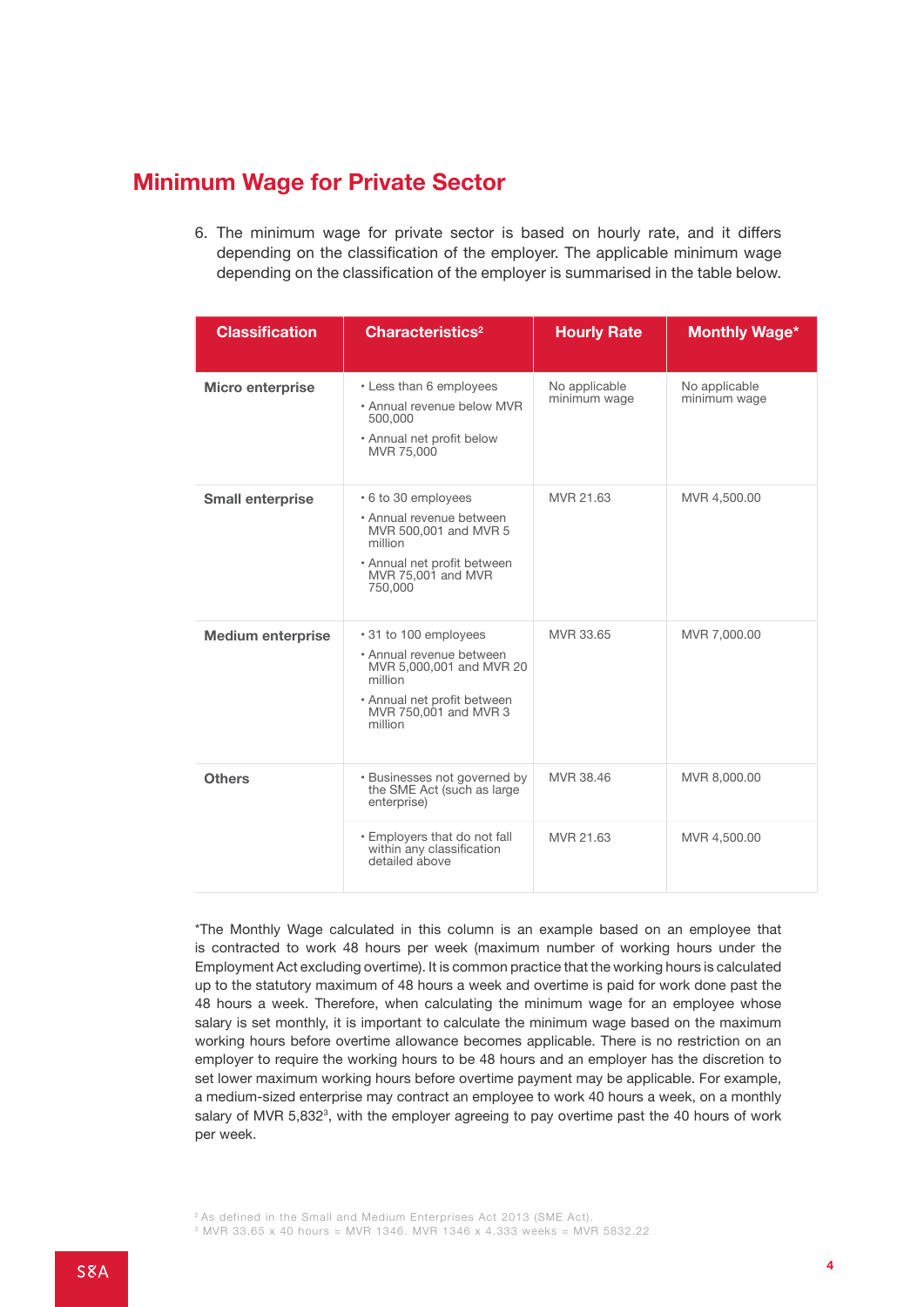## Minimum Wage for Private Sector

6. The minimum wage for private sector is based on hourly rate, and it differs depending on the classification of the employer. The applicable minimum wage depending on the classification of the employer is summarised in the table below.

| Classification | Characteristics[2] | Hourly Rate | Monthly Wage* |
|---|---|---|---|
| **Micro enterprise** | • Less than 6 employees<br>• Annual revenue below MVR 500,000<br>• Annual net profit below MVR 75,000 | No applicable minimum wage | No applicable minimum wage |
| **Small enterprise** | • 6 to 30 employees<br>• Annual revenue between MVR 500,001 and MVR 5 million<br>• Annual net profit between MVR 75,001 and MVR 750,000 | MVR 21.63 | MVR 4,500.00 |
| **Medium enterprise** | • 31 to 100 employees<br>• Annual revenue between MVR 5,000,001 and MVR 20 million<br>• Annual net profit between MVR 750,001 and MVR 3 million | MVR 33.65 | MVR 7,000.00 |
| **Others** | • Businesses not governed by the SME Act (such as large enterprise) | MVR 38.46 | MVR 8,000.00 |
| | • Employers that do not fall within any classification detailed above | MVR 21.63 | MVR 4,500.00 |

*The Monthly Wage calculated in this column is an example based on an employee that is contracted to work 48 hours per week (maximum number of working hours under the Employment Act excluding overtime). It is common practice that the working hours is calculated up to the statutory maximum of 48 hours a week and overtime is paid for work done past the 48 hours a week. Therefore, when calculating the minimum wage for an employee whose salary is set monthly, it is important to calculate the minimum wage based on the maximum working hours before overtime allowance becomes applicable. There is no restriction on an employer to require the working hours to be 48 hours and an employer has the discretion to set lower maximum working hours before overtime payment may be applicable. For example, a medium-sized enterprise may contract an employee to work 40 hours a week, on a monthly salary of MVR 5,832[3], with the employer agreeing to pay overtime past the 40 hours of work per week.

[2] As defined in the Small and Medium Enterprises Act 2013 (SME Act).
[3] MVR 33.65 x 40 hours = MVR 1346. MVR 1346 x 4.333 weeks = MVR 5832.22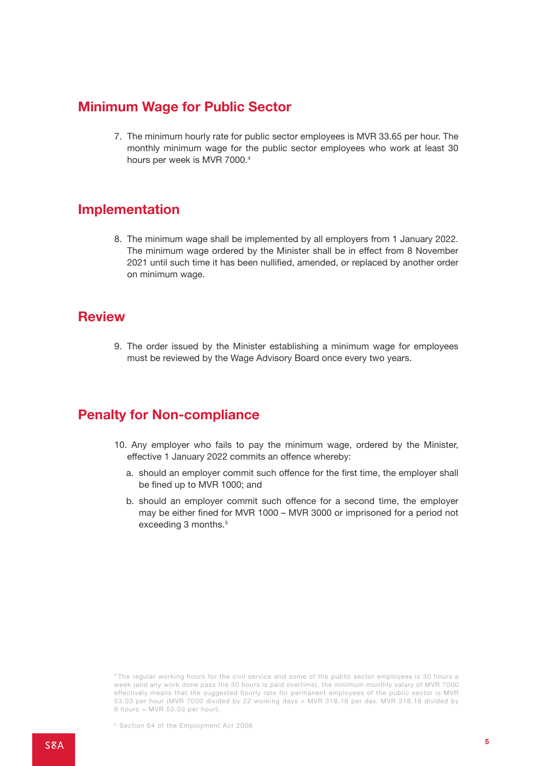## Minimum Wage for Public Sector

7. The minimum hourly rate for public sector employees is MVR 33.65 per hour. The monthly minimum wage for the public sector employees who work at least 30 hours per week is MVR 7000.[4]

## Implementation

8. The minimum wage shall be implemented by all employers from 1 January 2022. The minimum wage ordered by the Minister shall be in effect from 8 November 2021 until such time it has been nullified, amended, or replaced by another order on minimum wage.

## Review

9. The order issued by the Minister establishing a minimum wage for employees must be reviewed by the Wage Advisory Board once every two years.

## Penalty for Non-compliance

10. Any employer who fails to pay the minimum wage, ordered by the Minister, effective 1 January 2022 commits an offence whereby:
    a. should an employer commit such offence for the first time, the employer shall be fined up to MVR 1000; and
    b. should an employer commit such offence for a second time, the employer may be either fined for MVR 1000 – MVR 3000 or imprisoned for a period not exceeding 3 months.[5]

[4] The regular working hours for the civil service and some of the public sector employees is 30 hours a week (and any work done pass the 30 hours is paid overtime), the minimum monthly salary of MVR 7000 effectively means that the suggested hourly rate for permanent employees of the public sector is MVR 53.03 per hour (MVR 7000 divided by 22 working days = MVR 318.18 per day. MVR 318.18 divided by 6 hours = MVR 53.03 per hour).

[5] Section 64 of the Employment Act 2008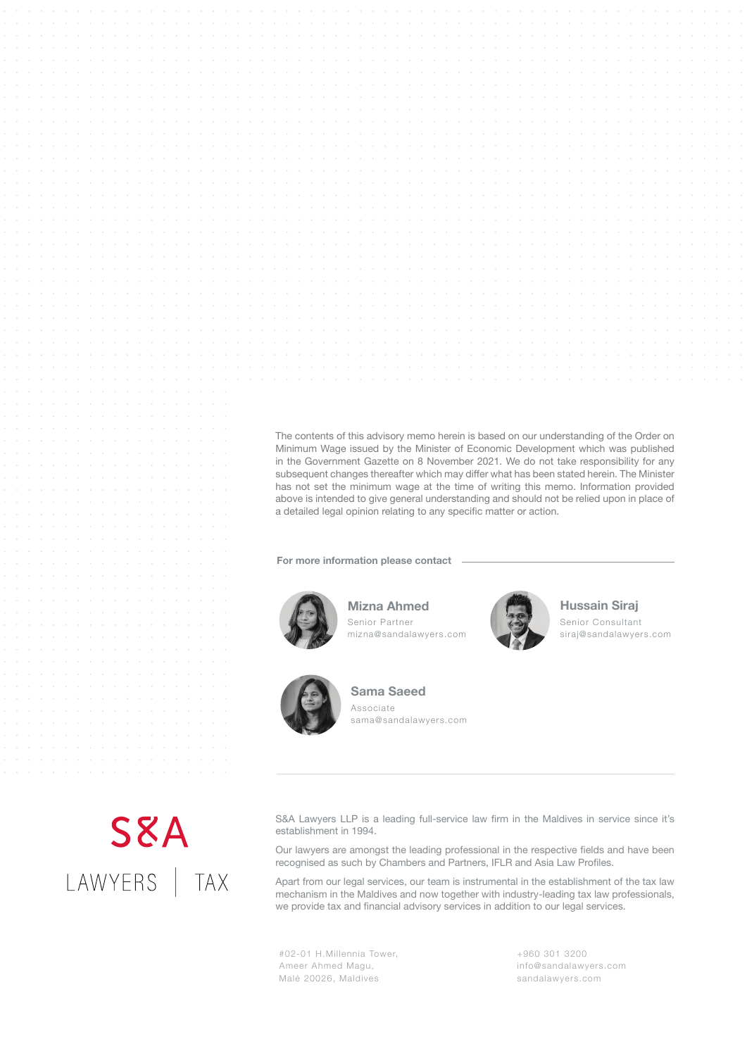The contents of this advisory memo herein is based on our understanding of the Order on Minimum Wage issued by the Minister of Economic Development which was published in the Government Gazette on 8 November 2021. We do not take responsibility for any subsequent changes thereafter which may differ what has been stated herein. The Minister has not set the minimum wage at the time of writing this memo. Information provided above is intended to give general understanding and should not be relied upon in place of a detailed legal opinion relating to any specific matter or action.

**For more information please contact**

**Mizna Ahmed**
Senior Partner
mizna@sandalawyers.com

**Hussain Siraj**
Senior Consultant
siraj@sandalawyers.com

**Sama Saeed**
Associate
sama@sandalawyers.com

S&A
LAWYERS | TAX

S&A Lawyers LLP is a leading full-service law firm in the Maldives in service since it's establishment in 1994.

Our lawyers are amongst the leading professional in the respective fields and have been recognised as such by Chambers and Partners, IFLR and Asia Law Profiles.

Apart from our legal services, our team is instrumental in the establishment of the tax law mechanism in the Maldives and now together with industry-leading tax law professionals, we provide tax and financial advisory services in addition to our legal services.

#02-01 H.Millennia Tower,
Ameer Ahmed Magu,
Malé 20026, Maldives

+960 301 3200
info@sandalawyers.com
sandalawyers.com